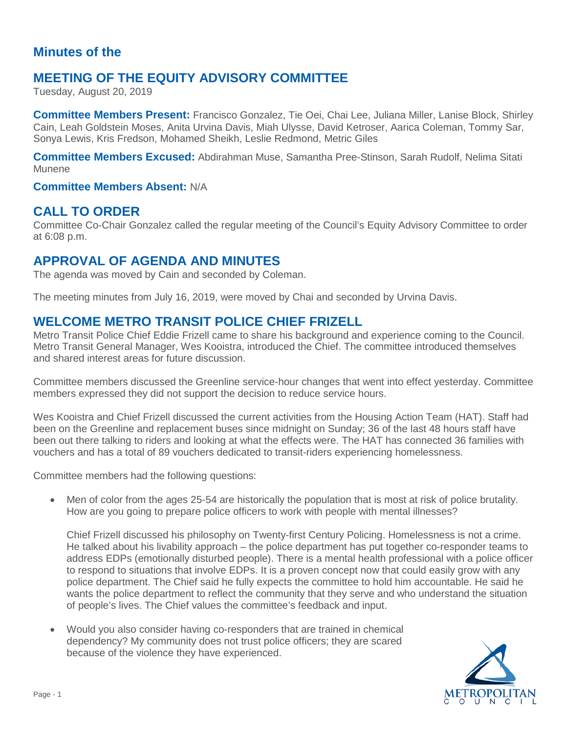# Minutes of the

# MEETING OF THE EQUITY ADVISORY COMMITTEE

Tuesday, August 20, 2019

**Committee Members Present:** Francisco Gonzalez, Tie Oei, Chai Lee, Juliana Miller, Lanise Block, Shirley Cain, Leah Goldstein Moses, Anita Urvina Davis, Miah Ulysse, David Ketroser, Aarica Coleman, Tommy Sar, Sonya Lewis, Kris Fredson, Mohamed Sheikh, Leslie Redmond, Metric Giles

**Committee Members Excused:** Abdirahman Muse, Samantha Pree-Stinson, Sarah Rudolf, Nelima Sitati Munene

**Committee Members Absent:** N/A

## CALL TO ORDER

Committee Co-Chair Gonzalez called the regular meeting of the Council's Equity Advisory Committee to order at 6:08 p.m.

## APPROVAL OF AGENDA AND MINUTES

The agenda was moved by Cain and seconded by Coleman.

The meeting minutes from July 16, 2019, were moved by Chai and seconded by Urvina Davis.

## WELCOME METRO TRANSIT POLICE CHIEF FRIZELL

Metro Transit Police Chief Eddie Frizell came to share his background and experience coming to the Council. Metro Transit General Manager, Wes Kooistra, introduced the Chief. The committee introduced themselves and shared interest areas for future discussion.

Committee members discussed the Greenline service-hour changes that went into effect yesterday. Committee members expressed they did not support the decision to reduce service hours.

Wes Kooistra and Chief Frizell discussed the current activities from the Housing Action Team (HAT). Staff had been on the Greenline and replacement buses since midnight on Sunday; 36 of the last 48 hours staff have been out there talking to riders and looking at what the effects were. The HAT has connected 36 families with vouchers and has a total of 89 vouchers dedicated to transit-riders experiencing homelessness.

Committee members had the following questions:

- Men of color from the ages 25-54 are historically the population that is most at risk of police brutality. How are you going to prepare police officers to work with people with mental illnesses?

  Chief Frizell discussed his philosophy on Twenty-first Century Policing. Homelessness is not a crime. He talked about his livability approach – the police department has put together co-responder teams to address EDPs (emotionally disturbed people). There is a mental health professional with a police officer to respond to situations that involve EDPs. It is a proven concept now that could easily grow with any police department. The Chief said he fully expects the committee to hold him accountable. He said he wants the police department to reflect the community that they serve and who understand the situation of people's lives. The Chief values the committee's feedback and input.

- Would you also consider having co-responders that are trained in chemical dependency? My community does not trust police officers; they are scared because of the violence they have experienced.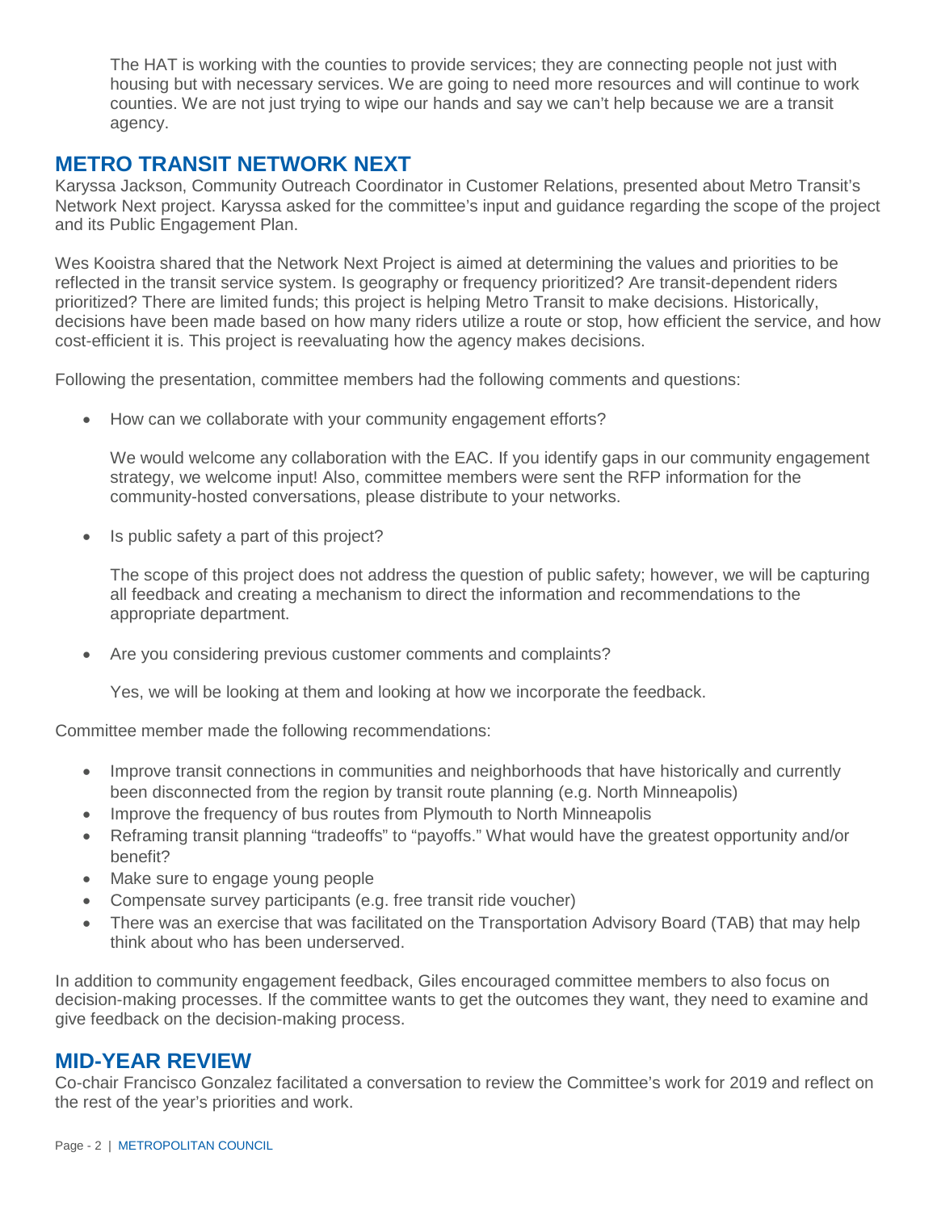The HAT is working with the counties to provide services; they are connecting people not just with housing but with necessary services. We are going to need more resources and will continue to work counties. We are not just trying to wipe our hands and say we can't help because we are a transit agency.

## METRO TRANSIT NETWORK NEXT

Karyssa Jackson, Community Outreach Coordinator in Customer Relations, presented about Metro Transit's Network Next project. Karyssa asked for the committee's input and guidance regarding the scope of the project and its Public Engagement Plan.

Wes Kooistra shared that the Network Next Project is aimed at determining the values and priorities to be reflected in the transit service system. Is geography or frequency prioritized? Are transit-dependent riders prioritized? There are limited funds; this project is helping Metro Transit to make decisions. Historically, decisions have been made based on how many riders utilize a route or stop, how efficient the service, and how cost-efficient it is. This project is reevaluating how the agency makes decisions.

Following the presentation, committee members had the following comments and questions:

- How can we collaborate with your community engagement efforts?

  We would welcome any collaboration with the EAC. If you identify gaps in our community engagement strategy, we welcome input! Also, committee members were sent the RFP information for the community-hosted conversations, please distribute to your networks.

- Is public safety a part of this project?

  The scope of this project does not address the question of public safety; however, we will be capturing all feedback and creating a mechanism to direct the information and recommendations to the appropriate department.

- Are you considering previous customer comments and complaints?

  Yes, we will be looking at them and looking at how we incorporate the feedback.

Committee member made the following recommendations:

- Improve transit connections in communities and neighborhoods that have historically and currently been disconnected from the region by transit route planning (e.g. North Minneapolis)
- Improve the frequency of bus routes from Plymouth to North Minneapolis
- Reframing transit planning "tradeoffs" to "payoffs." What would have the greatest opportunity and/or benefit?
- Make sure to engage young people
- Compensate survey participants (e.g. free transit ride voucher)
- There was an exercise that was facilitated on the Transportation Advisory Board (TAB) that may help think about who has been underserved.

In addition to community engagement feedback, Giles encouraged committee members to also focus on decision-making processes. If the committee wants to get the outcomes they want, they need to examine and give feedback on the decision-making process.

## MID-YEAR REVIEW

Co-chair Francisco Gonzalez facilitated a conversation to review the Committee's work for 2019 and reflect on the rest of the year's priorities and work.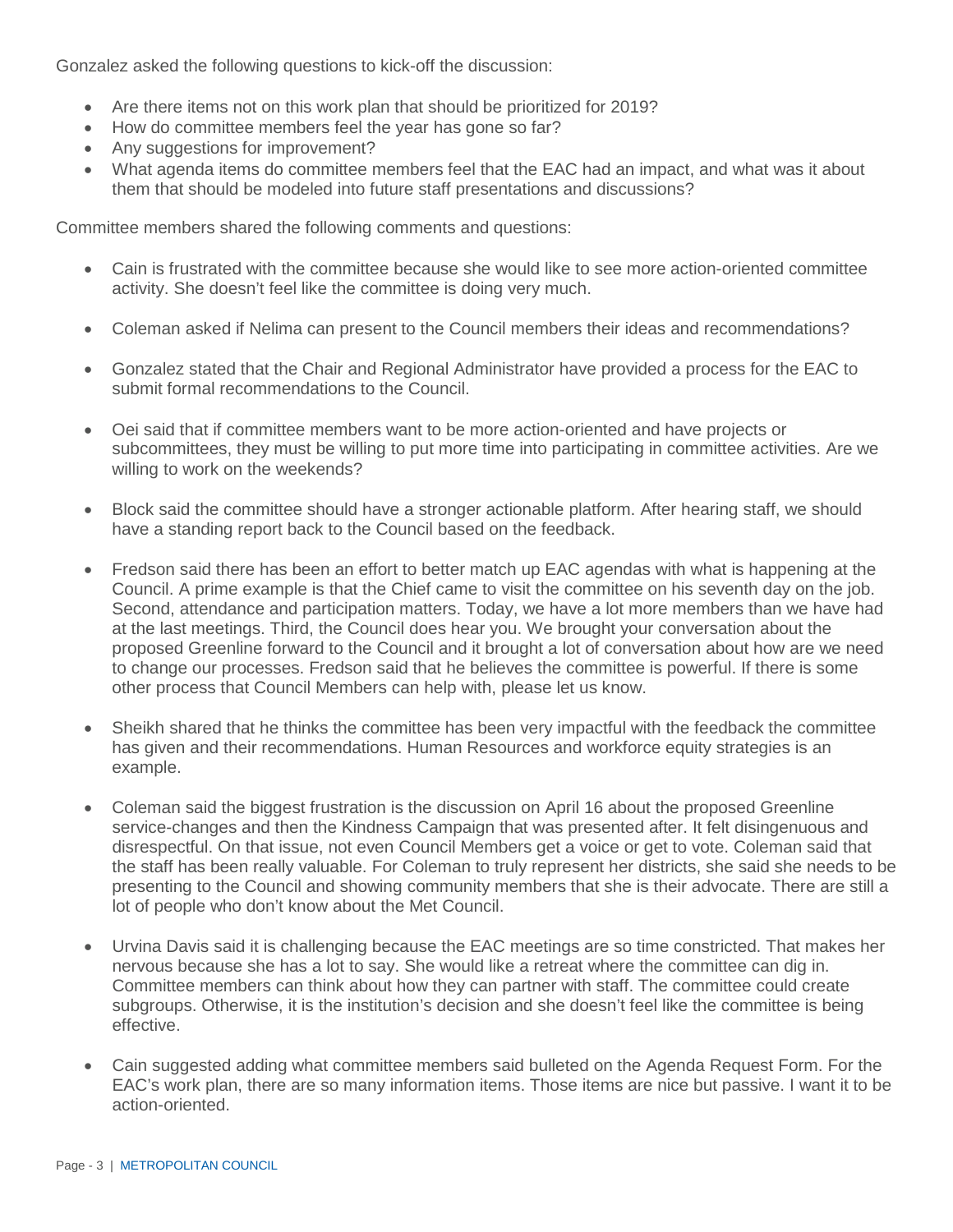Gonzalez asked the following questions to kick-off the discussion:

- Are there items not on this work plan that should be prioritized for 2019?
- How do committee members feel the year has gone so far?
- Any suggestions for improvement?
- What agenda items do committee members feel that the EAC had an impact, and what was it about them that should be modeled into future staff presentations and discussions?

Committee members shared the following comments and questions:

- Cain is frustrated with the committee because she would like to see more action-oriented committee activity. She doesn't feel like the committee is doing very much.

- Coleman asked if Nelima can present to the Council members their ideas and recommendations?

- Gonzalez stated that the Chair and Regional Administrator have provided a process for the EAC to submit formal recommendations to the Council.

- Oei said that if committee members want to be more action-oriented and have projects or subcommittees, they must be willing to put more time into participating in committee activities. Are we willing to work on the weekends?

- Block said the committee should have a stronger actionable platform. After hearing staff, we should have a standing report back to the Council based on the feedback.

- Fredson said there has been an effort to better match up EAC agendas with what is happening at the Council. A prime example is that the Chief came to visit the committee on his seventh day on the job. Second, attendance and participation matters. Today, we have a lot more members than we have had at the last meetings. Third, the Council does hear you. We brought your conversation about the proposed Greenline forward to the Council and it brought a lot of conversation about how are we need to change our processes. Fredson said that he believes the committee is powerful. If there is some other process that Council Members can help with, please let us know.

- Sheikh shared that he thinks the committee has been very impactful with the feedback the committee has given and their recommendations. Human Resources and workforce equity strategies is an example.

- Coleman said the biggest frustration is the discussion on April 16 about the proposed Greenline service-changes and then the Kindness Campaign that was presented after. It felt disingenuous and disrespectful. On that issue, not even Council Members get a voice or get to vote. Coleman said that the staff has been really valuable. For Coleman to truly represent her districts, she said she needs to be presenting to the Council and showing community members that she is their advocate. There are still a lot of people who don't know about the Met Council.

- Urvina Davis said it is challenging because the EAC meetings are so time constricted. That makes her nervous because she has a lot to say. She would like a retreat where the committee can dig in. Committee members can think about how they can partner with staff. The committee could create subgroups. Otherwise, it is the institution's decision and she doesn't feel like the committee is being effective.

- Cain suggested adding what committee members said bulleted on the Agenda Request Form. For the EAC's work plan, there are so many information items. Those items are nice but passive. I want it to be action-oriented.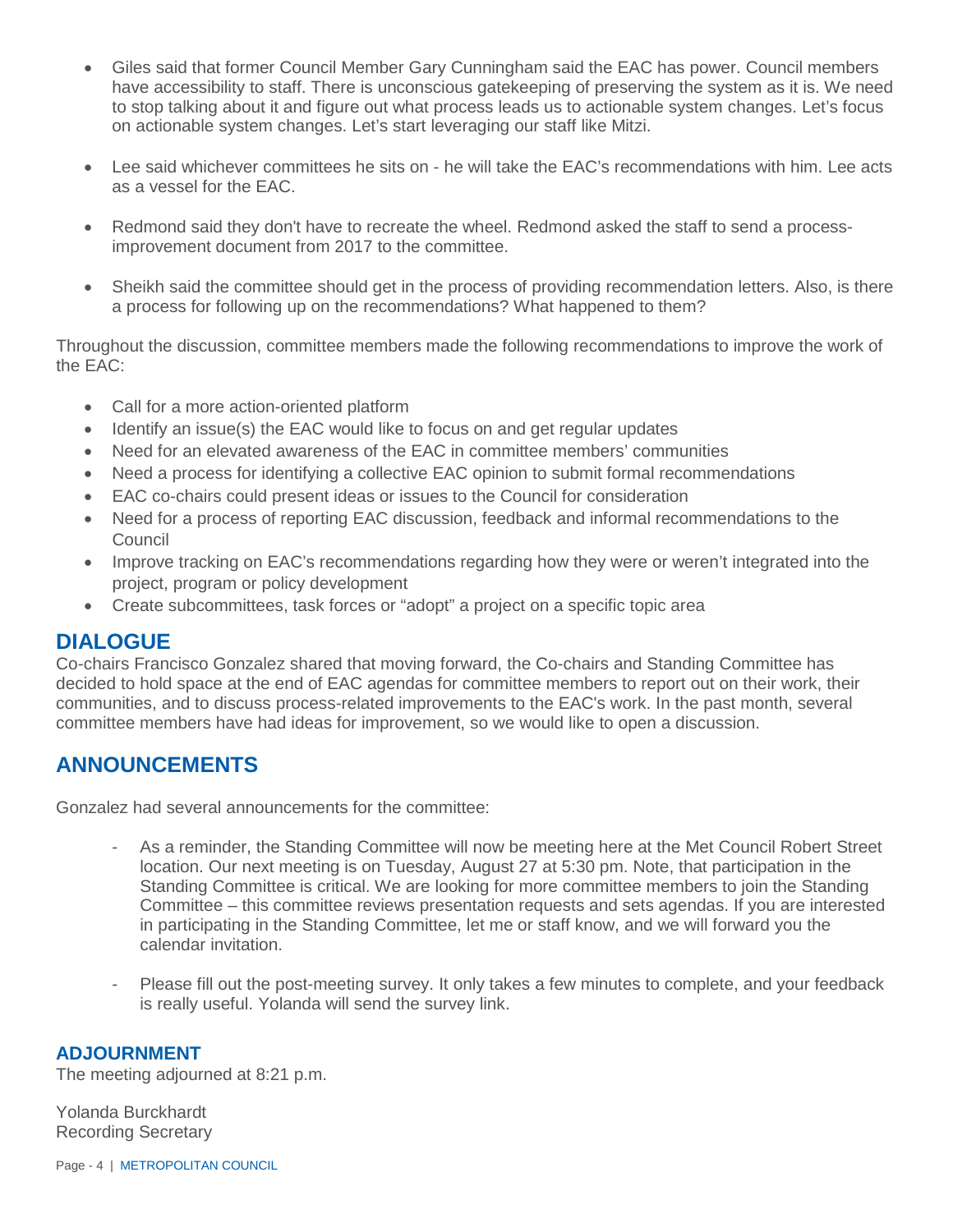- Giles said that former Council Member Gary Cunningham said the EAC has power. Council members have accessibility to staff. There is unconscious gatekeeping of preserving the system as it is. We need to stop talking about it and figure out what process leads us to actionable system changes. Let's focus on actionable system changes. Let's start leveraging our staff like Mitzi.

- Lee said whichever committees he sits on - he will take the EAC's recommendations with him. Lee acts as a vessel for the EAC.

- Redmond said they don't have to recreate the wheel. Redmond asked the staff to send a process-improvement document from 2017 to the committee.

- Sheikh said the committee should get in the process of providing recommendation letters. Also, is there a process for following up on the recommendations? What happened to them?

Throughout the discussion, committee members made the following recommendations to improve the work of the EAC:

- Call for a more action-oriented platform
- Identify an issue(s) the EAC would like to focus on and get regular updates
- Need for an elevated awareness of the EAC in committee members' communities
- Need a process for identifying a collective EAC opinion to submit formal recommendations
- EAC co-chairs could present ideas or issues to the Council for consideration
- Need for a process of reporting EAC discussion, feedback and informal recommendations to the Council
- Improve tracking on EAC's recommendations regarding how they were or weren't integrated into the project, program or policy development
- Create subcommittees, task forces or "adopt" a project on a specific topic area

## DIALOGUE

Co-chairs Francisco Gonzalez shared that moving forward, the Co-chairs and Standing Committee has decided to hold space at the end of EAC agendas for committee members to report out on their work, their communities, and to discuss process-related improvements to the EAC's work. In the past month, several committee members have had ideas for improvement, so we would like to open a discussion.

## ANNOUNCEMENTS

Gonzalez had several announcements for the committee:

- As a reminder, the Standing Committee will now be meeting here at the Met Council Robert Street location. Our next meeting is on Tuesday, August 27 at 5:30 pm. Note, that participation in the Standing Committee is critical. We are looking for more committee members to join the Standing Committee – this committee reviews presentation requests and sets agendas. If you are interested in participating in the Standing Committee, let me or staff know, and we will forward you the calendar invitation.

- Please fill out the post-meeting survey. It only takes a few minutes to complete, and your feedback is really useful. Yolanda will send the survey link.

### ADJOURNMENT

The meeting adjourned at 8:21 p.m.

Yolanda Burckhardt
Recording Secretary